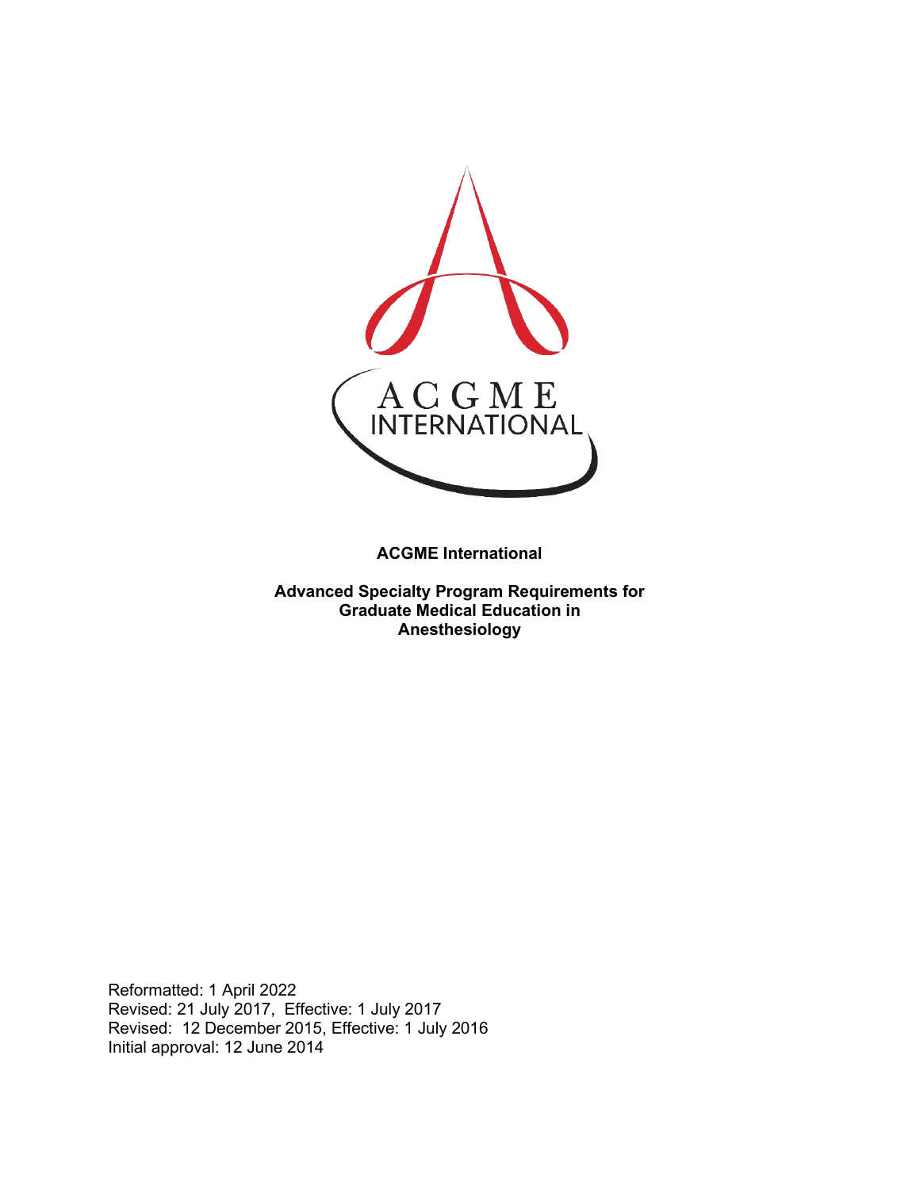**ACGME International**

**Advanced Specialty Program Requirements for Graduate Medical Education in Anesthesiology**

Reformatted: 1 April 2022
Revised: 21 July 2017, Effective: 1 July 2017
Revised: 12 December 2015, Effective: 1 July 2016
Initial approval: 12 June 2014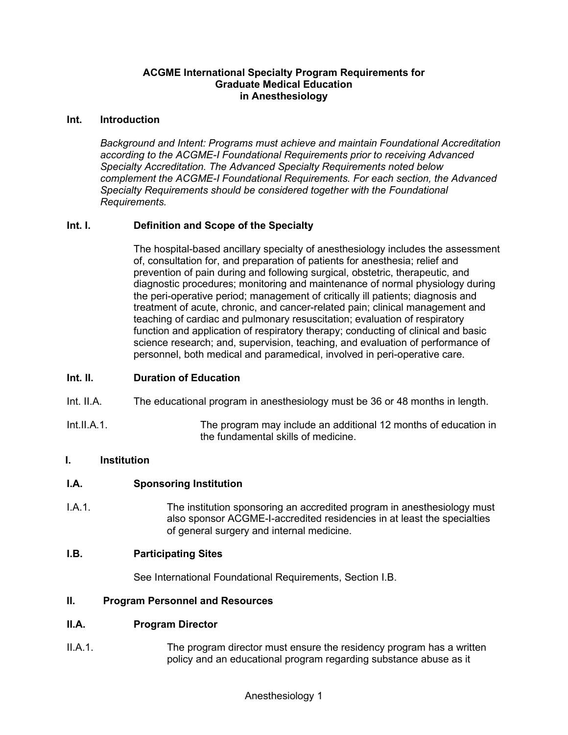# ACGME International Specialty Program Requirements for Graduate Medical Education in Anesthesiology

## Int. Introduction

*Background and Intent: Programs must achieve and maintain Foundational Accreditation according to the ACGME-I Foundational Requirements prior to receiving Advanced Specialty Accreditation. The Advanced Specialty Requirements noted below complement the ACGME-I Foundational Requirements. For each section, the Advanced Specialty Requirements should be considered together with the Foundational Requirements.*

### Int. I. Definition and Scope of the Specialty

The hospital-based ancillary specialty of anesthesiology includes the assessment of, consultation for, and preparation of patients for anesthesia; relief and prevention of pain during and following surgical, obstetric, therapeutic, and diagnostic procedures; monitoring and maintenance of normal physiology during the peri-operative period; management of critically ill patients; diagnosis and treatment of acute, chronic, and cancer-related pain; clinical management and teaching of cardiac and pulmonary resuscitation; evaluation of respiratory function and application of respiratory therapy; conducting of clinical and basic science research; and, supervision, teaching, and evaluation of performance of personnel, both medical and paramedical, involved in peri-operative care.

### Int. II. Duration of Education

Int. II.A. The educational program in anesthesiology must be 36 or 48 months in length.

Int.II.A.1. The program may include an additional 12 months of education in the fundamental skills of medicine.

## I. Institution

### I.A. Sponsoring Institution

I.A.1. The institution sponsoring an accredited program in anesthesiology must also sponsor ACGME-I-accredited residencies in at least the specialties of general surgery and internal medicine.

### I.B. Participating Sites

See International Foundational Requirements, Section I.B.

## II. Program Personnel and Resources

### II.A. Program Director

II.A.1. The program director must ensure the residency program has a written policy and an educational program regarding substance abuse as it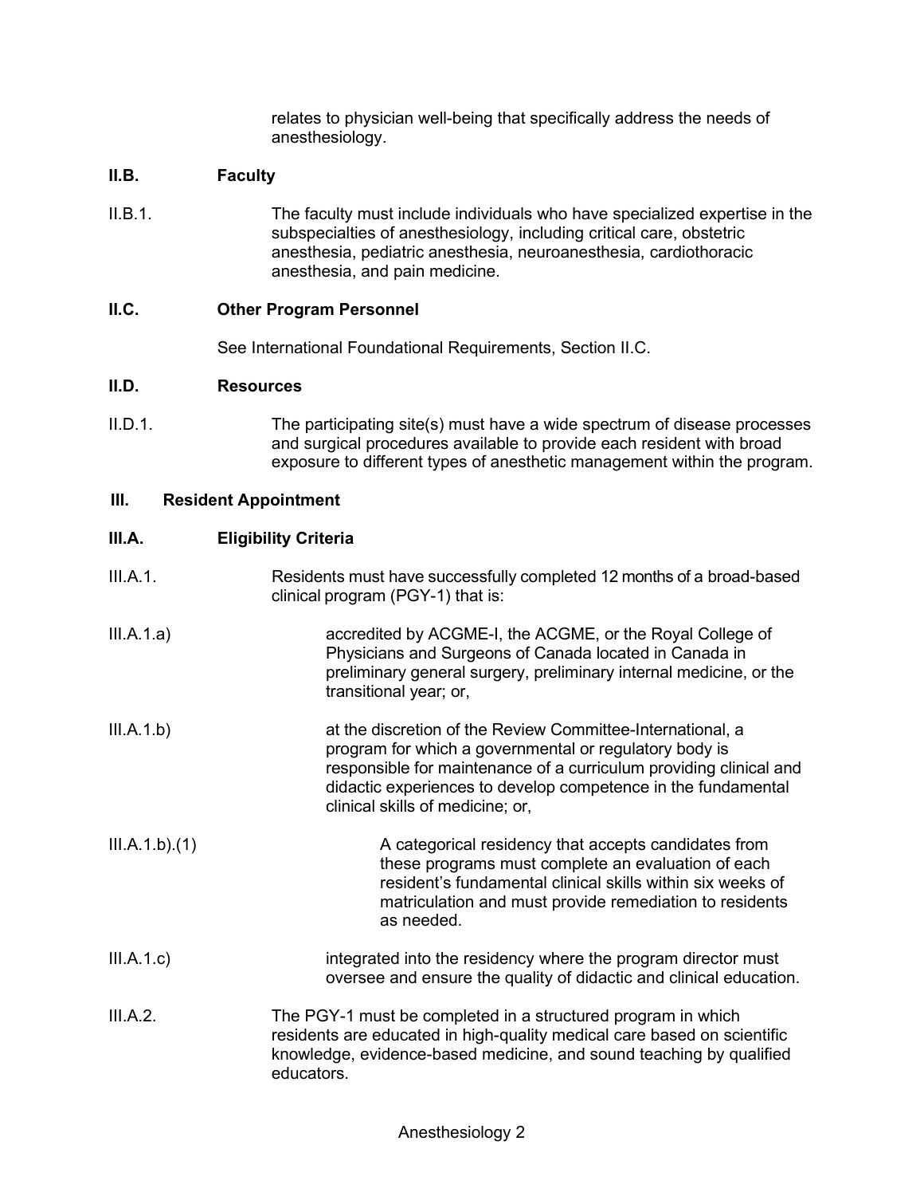relates to physician well-being that specifically address the needs of anesthesiology.

## II.B. Faculty

II.B.1. The faculty must include individuals who have specialized expertise in the subspecialties of anesthesiology, including critical care, obstetric anesthesia, pediatric anesthesia, neuroanesthesia, cardiothoracic anesthesia, and pain medicine.

## II.C. Other Program Personnel

See International Foundational Requirements, Section II.C.

## II.D. Resources

II.D.1. The participating site(s) must have a wide spectrum of disease processes and surgical procedures available to provide each resident with broad exposure to different types of anesthetic management within the program.

# III. Resident Appointment

## III.A. Eligibility Criteria

III.A.1. Residents must have successfully completed 12 months of a broad-based clinical program (PGY-1) that is:

III.A.1.a) accredited by ACGME-I, the ACGME, or the Royal College of Physicians and Surgeons of Canada located in Canada in preliminary general surgery, preliminary internal medicine, or the transitional year; or,

III.A.1.b) at the discretion of the Review Committee-International, a program for which a governmental or regulatory body is responsible for maintenance of a curriculum providing clinical and didactic experiences to develop competence in the fundamental clinical skills of medicine; or,

III.A.1.b).(1) A categorical residency that accepts candidates from these programs must complete an evaluation of each resident's fundamental clinical skills within six weeks of matriculation and must provide remediation to residents as needed.

III.A.1.c) integrated into the residency where the program director must oversee and ensure the quality of didactic and clinical education.

III.A.2. The PGY-1 must be completed in a structured program in which residents are educated in high-quality medical care based on scientific knowledge, evidence-based medicine, and sound teaching by qualified educators.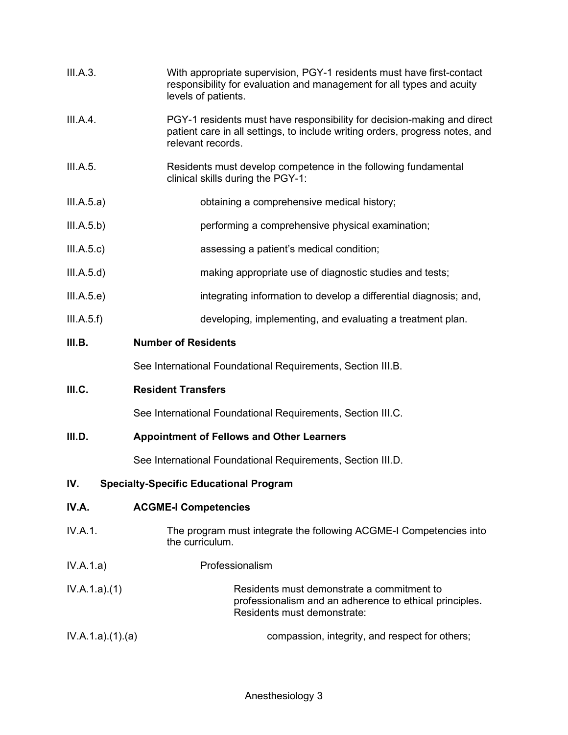III.A.3. With appropriate supervision, PGY-1 residents must have first-contact responsibility for evaluation and management for all types and acuity levels of patients.

III.A.4. PGY-1 residents must have responsibility for decision-making and direct patient care in all settings, to include writing orders, progress notes, and relevant records.

III.A.5. Residents must develop competence in the following fundamental clinical skills during the PGY-1:

III.A.5.a) obtaining a comprehensive medical history;

III.A.5.b) performing a comprehensive physical examination;

III.A.5.c) assessing a patient's medical condition;

III.A.5.d) making appropriate use of diagnostic studies and tests;

III.A.5.e) integrating information to develop a differential diagnosis; and,

III.A.5.f) developing, implementing, and evaluating a treatment plan.

**III.B. Number of Residents**

See International Foundational Requirements, Section III.B.

**III.C. Resident Transfers**

See International Foundational Requirements, Section III.C.

**III.D. Appointment of Fellows and Other Learners**

See International Foundational Requirements, Section III.D.

## IV. Specialty-Specific Educational Program

**IV.A. ACGME-I Competencies**

IV.A.1. The program must integrate the following ACGME-I Competencies into the curriculum.

IV.A.1.a) Professionalism

IV.A.1.a).(1) Residents must demonstrate a commitment to professionalism and an adherence to ethical principles**.** Residents must demonstrate:

IV.A.1.a).(1).(a) compassion, integrity, and respect for others;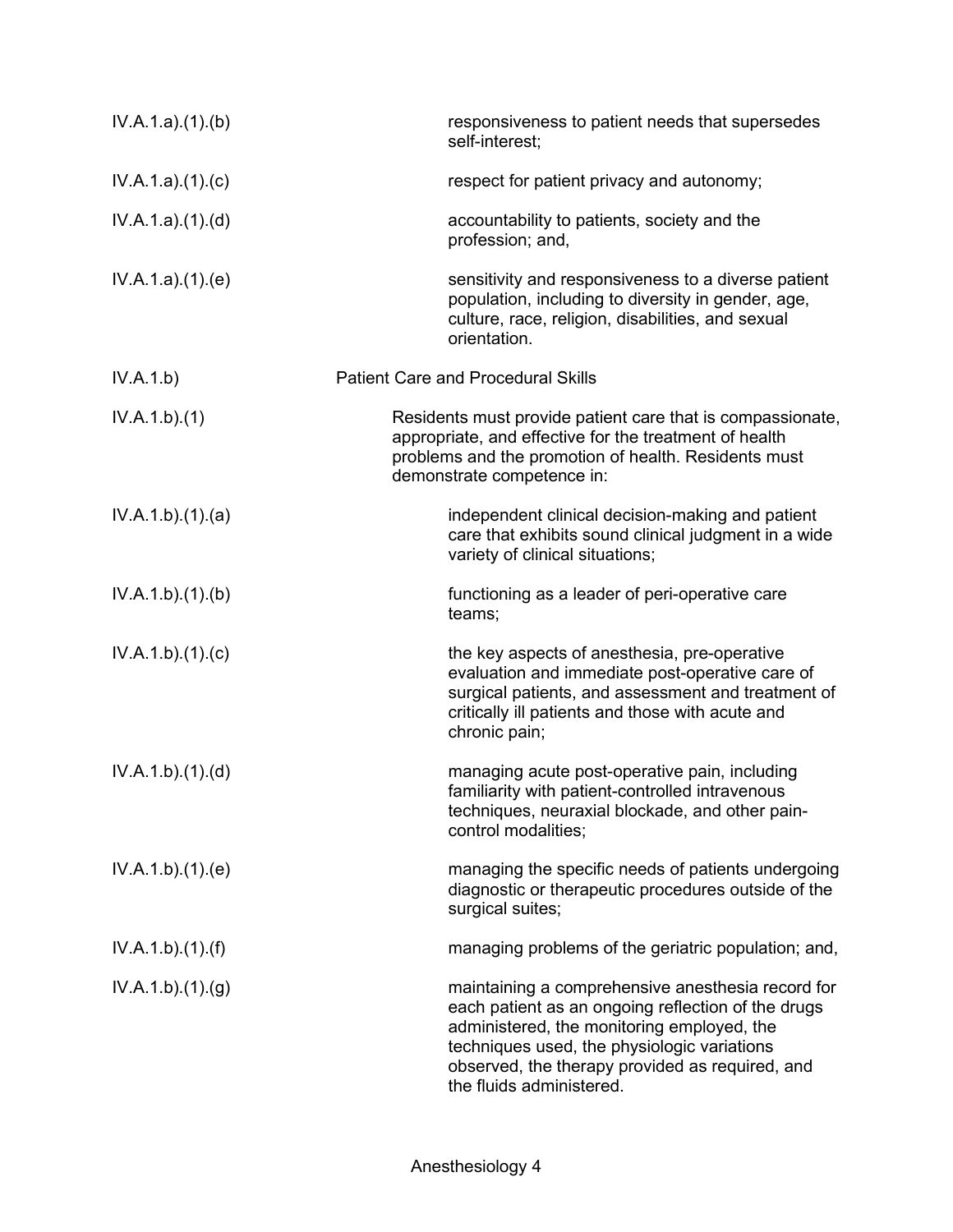IV.A.1.a).(1).(b) responsiveness to patient needs that supersedes self-interest;

IV.A.1.a).(1).(c) respect for patient privacy and autonomy;

IV.A.1.a).(1).(d) accountability to patients, society and the profession; and,

IV.A.1.a).(1).(e) sensitivity and responsiveness to a diverse patient population, including to diversity in gender, age, culture, race, religion, disabilities, and sexual orientation.

IV.A.1.b) Patient Care and Procedural Skills

IV.A.1.b).(1) Residents must provide patient care that is compassionate, appropriate, and effective for the treatment of health problems and the promotion of health. Residents must demonstrate competence in:

IV.A.1.b).(1).(a) independent clinical decision-making and patient care that exhibits sound clinical judgment in a wide variety of clinical situations;

IV.A.1.b).(1).(b) functioning as a leader of peri-operative care teams;

IV.A.1.b).(1).(c) the key aspects of anesthesia, pre-operative evaluation and immediate post-operative care of surgical patients, and assessment and treatment of critically ill patients and those with acute and chronic pain;

IV.A.1.b).(1).(d) managing acute post-operative pain, including familiarity with patient-controlled intravenous techniques, neuraxial blockade, and other pain-control modalities;

IV.A.1.b).(1).(e) managing the specific needs of patients undergoing diagnostic or therapeutic procedures outside of the surgical suites;

IV.A.1.b).(1).(f) managing problems of the geriatric population; and,

IV.A.1.b).(1).(g) maintaining a comprehensive anesthesia record for each patient as an ongoing reflection of the drugs administered, the monitoring employed, the techniques used, the physiologic variations observed, the therapy provided as required, and the fluids administered.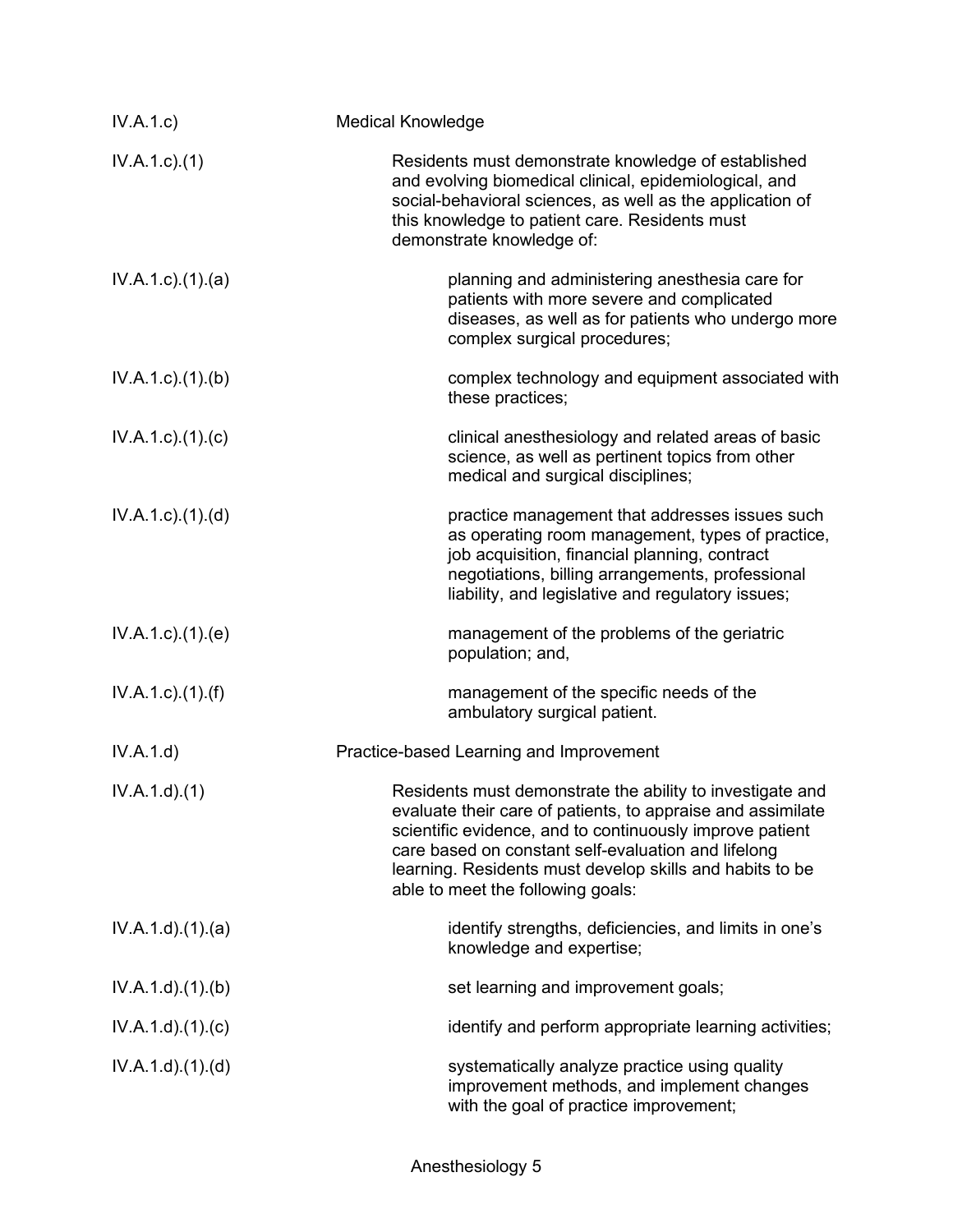| | |
|---|---|
| IV.A.1.c) | Medical Knowledge |
| IV.A.1.c).(1) | Residents must demonstrate knowledge of established and evolving biomedical clinical, epidemiological, and social-behavioral sciences, as well as the application of this knowledge to patient care. Residents must demonstrate knowledge of: |
| IV.A.1.c).(1).(a) | planning and administering anesthesia care for patients with more severe and complicated diseases, as well as for patients who undergo more complex surgical procedures; |
| IV.A.1.c).(1).(b) | complex technology and equipment associated with these practices; |
| IV.A.1.c).(1).(c) | clinical anesthesiology and related areas of basic science, as well as pertinent topics from other medical and surgical disciplines; |
| IV.A.1.c).(1).(d) | practice management that addresses issues such as operating room management, types of practice, job acquisition, financial planning, contract negotiations, billing arrangements, professional liability, and legislative and regulatory issues; |
| IV.A.1.c).(1).(e) | management of the problems of the geriatric population; and, |
| IV.A.1.c).(1).(f) | management of the specific needs of the ambulatory surgical patient. |
| IV.A.1.d) | Practice-based Learning and Improvement |
| IV.A.1.d).(1) | Residents must demonstrate the ability to investigate and evaluate their care of patients, to appraise and assimilate scientific evidence, and to continuously improve patient care based on constant self-evaluation and lifelong learning. Residents must develop skills and habits to be able to meet the following goals: |
| IV.A.1.d).(1).(a) | identify strengths, deficiencies, and limits in one's knowledge and expertise; |
| IV.A.1.d).(1).(b) | set learning and improvement goals; |
| IV.A.1.d).(1).(c) | identify and perform appropriate learning activities; |
| IV.A.1.d).(1).(d) | systematically analyze practice using quality improvement methods, and implement changes with the goal of practice improvement; |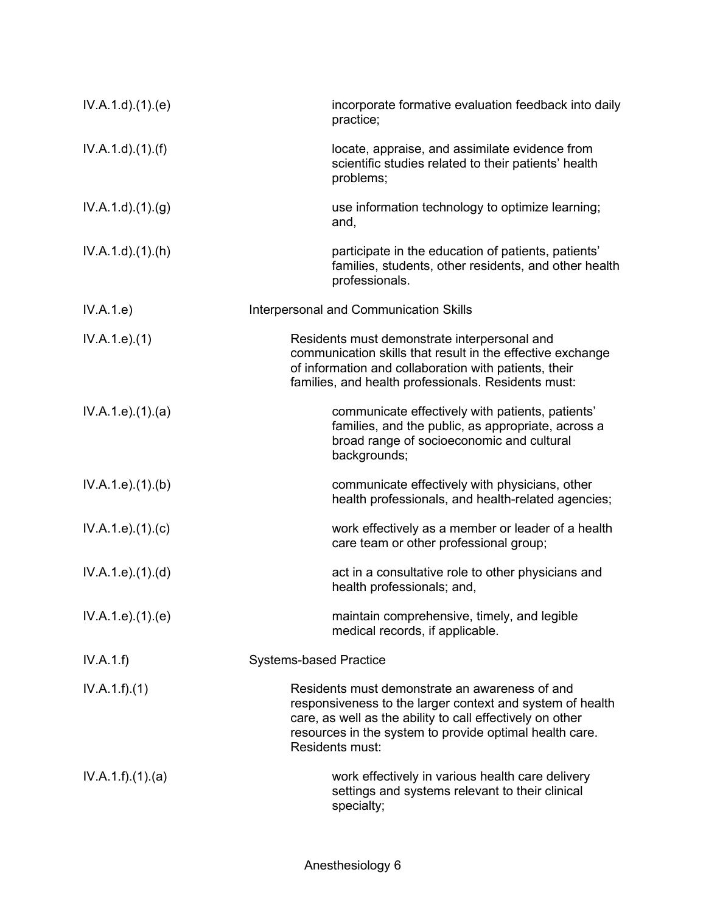IV.A.1.d).(1).(e) incorporate formative evaluation feedback into daily practice;

IV.A.1.d).(1).(f) locate, appraise, and assimilate evidence from scientific studies related to their patients' health problems;

IV.A.1.d).(1).(g) use information technology to optimize learning; and,

IV.A.1.d).(1).(h) participate in the education of patients, patients' families, students, other residents, and other health professionals.

IV.A.1.e) Interpersonal and Communication Skills

IV.A.1.e).(1) Residents must demonstrate interpersonal and communication skills that result in the effective exchange of information and collaboration with patients, their families, and health professionals. Residents must:

IV.A.1.e).(1).(a) communicate effectively with patients, patients' families, and the public, as appropriate, across a broad range of socioeconomic and cultural backgrounds;

IV.A.1.e).(1).(b) communicate effectively with physicians, other health professionals, and health-related agencies;

IV.A.1.e).(1).(c) work effectively as a member or leader of a health care team or other professional group;

IV.A.1.e).(1).(d) act in a consultative role to other physicians and health professionals; and,

IV.A.1.e).(1).(e) maintain comprehensive, timely, and legible medical records, if applicable.

IV.A.1.f) Systems-based Practice

IV.A.1.f).(1) Residents must demonstrate an awareness of and responsiveness to the larger context and system of health care, as well as the ability to call effectively on other resources in the system to provide optimal health care. Residents must:

IV.A.1.f).(1).(a) work effectively in various health care delivery settings and systems relevant to their clinical specialty;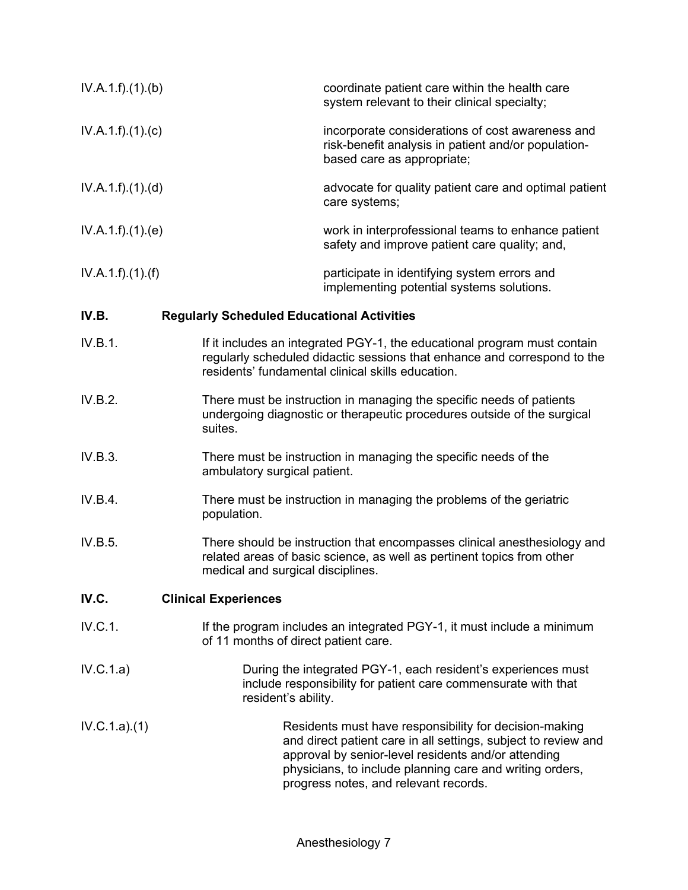IV.A.1.f).(1).(b) coordinate patient care within the health care system relevant to their clinical specialty;

IV.A.1.f).(1).(c) incorporate considerations of cost awareness and risk-benefit analysis in patient and/or population-based care as appropriate;

IV.A.1.f).(1).(d) advocate for quality patient care and optimal patient care systems;

IV.A.1.f).(1).(e) work in interprofessional teams to enhance patient safety and improve patient care quality; and,

IV.A.1.f).(1).(f) participate in identifying system errors and implementing potential systems solutions.

**IV.B. Regularly Scheduled Educational Activities**

IV.B.1. If it includes an integrated PGY-1, the educational program must contain regularly scheduled didactic sessions that enhance and correspond to the residents' fundamental clinical skills education.

IV.B.2. There must be instruction in managing the specific needs of patients undergoing diagnostic or therapeutic procedures outside of the surgical suites.

IV.B.3. There must be instruction in managing the specific needs of the ambulatory surgical patient.

IV.B.4. There must be instruction in managing the problems of the geriatric population.

IV.B.5. There should be instruction that encompasses clinical anesthesiology and related areas of basic science, as well as pertinent topics from other medical and surgical disciplines.

**IV.C. Clinical Experiences**

IV.C.1. If the program includes an integrated PGY-1, it must include a minimum of 11 months of direct patient care.

IV.C.1.a) During the integrated PGY-1, each resident's experiences must include responsibility for patient care commensurate with that resident's ability.

IV.C.1.a).(1) Residents must have responsibility for decision-making and direct patient care in all settings, subject to review and approval by senior-level residents and/or attending physicians, to include planning care and writing orders, progress notes, and relevant records.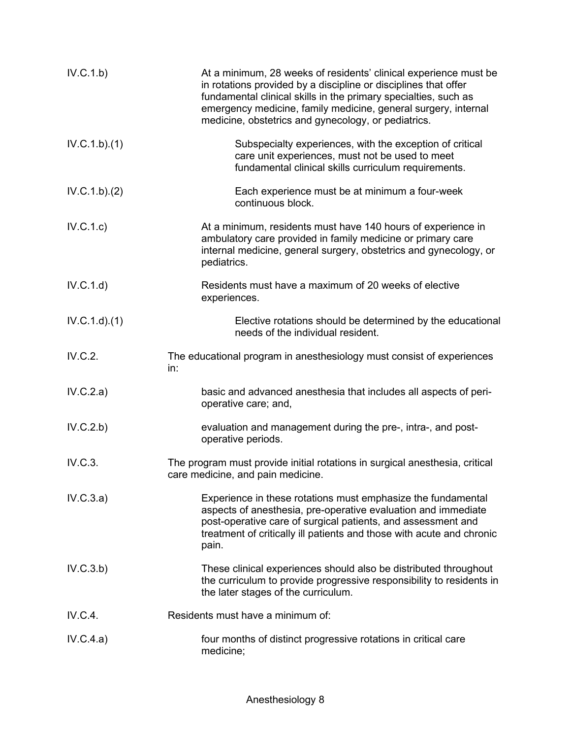IV.C.1.b) At a minimum, 28 weeks of residents' clinical experience must be in rotations provided by a discipline or disciplines that offer fundamental clinical skills in the primary specialties, such as emergency medicine, family medicine, general surgery, internal medicine, obstetrics and gynecology, or pediatrics.

IV.C.1.b).(1) Subspecialty experiences, with the exception of critical care unit experiences, must not be used to meet fundamental clinical skills curriculum requirements.

IV.C.1.b).(2) Each experience must be at minimum a four-week continuous block.

IV.C.1.c) At a minimum, residents must have 140 hours of experience in ambulatory care provided in family medicine or primary care internal medicine, general surgery, obstetrics and gynecology, or pediatrics.

IV.C.1.d) Residents must have a maximum of 20 weeks of elective experiences.

IV.C.1.d).(1) Elective rotations should be determined by the educational needs of the individual resident.

IV.C.2. The educational program in anesthesiology must consist of experiences in:

IV.C.2.a) basic and advanced anesthesia that includes all aspects of peri-operative care; and,

IV.C.2.b) evaluation and management during the pre-, intra-, and post-operative periods.

IV.C.3. The program must provide initial rotations in surgical anesthesia, critical care medicine, and pain medicine.

IV.C.3.a) Experience in these rotations must emphasize the fundamental aspects of anesthesia, pre-operative evaluation and immediate post-operative care of surgical patients, and assessment and treatment of critically ill patients and those with acute and chronic pain.

IV.C.3.b) These clinical experiences should also be distributed throughout the curriculum to provide progressive responsibility to residents in the later stages of the curriculum.

IV.C.4. Residents must have a minimum of:

IV.C.4.a) four months of distinct progressive rotations in critical care medicine;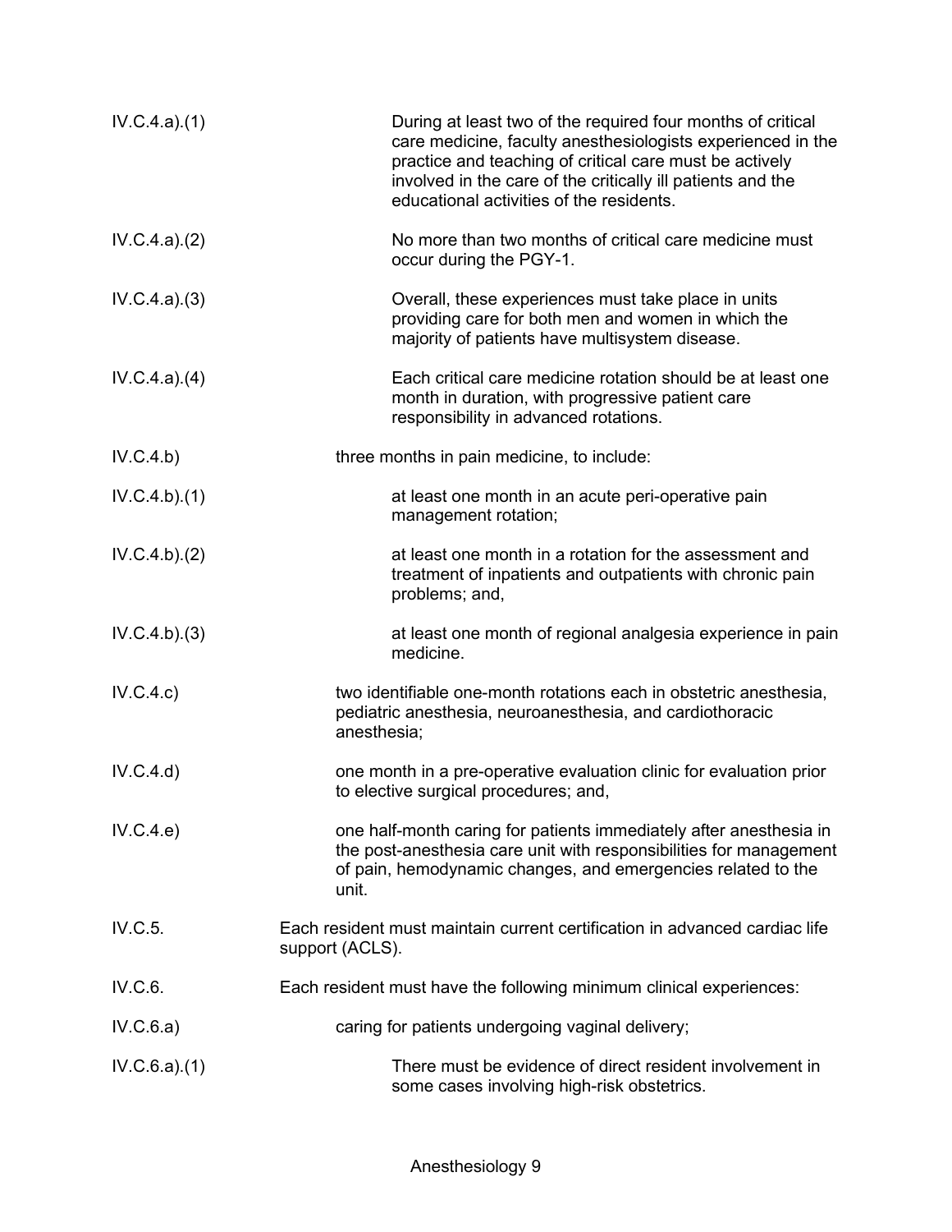IV.C.4.a).(1) During at least two of the required four months of critical care medicine, faculty anesthesiologists experienced in the practice and teaching of critical care must be actively involved in the care of the critically ill patients and the educational activities of the residents.

IV.C.4.a).(2) No more than two months of critical care medicine must occur during the PGY-1.

IV.C.4.a).(3) Overall, these experiences must take place in units providing care for both men and women in which the majority of patients have multisystem disease.

IV.C.4.a).(4) Each critical care medicine rotation should be at least one month in duration, with progressive patient care responsibility in advanced rotations.

IV.C.4.b) three months in pain medicine, to include:

IV.C.4.b).(1) at least one month in an acute peri-operative pain management rotation;

IV.C.4.b).(2) at least one month in a rotation for the assessment and treatment of inpatients and outpatients with chronic pain problems; and,

IV.C.4.b).(3) at least one month of regional analgesia experience in pain medicine.

IV.C.4.c) two identifiable one-month rotations each in obstetric anesthesia, pediatric anesthesia, neuroanesthesia, and cardiothoracic anesthesia;

IV.C.4.d) one month in a pre-operative evaluation clinic for evaluation prior to elective surgical procedures; and,

IV.C.4.e) one half-month caring for patients immediately after anesthesia in the post-anesthesia care unit with responsibilities for management of pain, hemodynamic changes, and emergencies related to the unit.

IV.C.5. Each resident must maintain current certification in advanced cardiac life support (ACLS).

IV.C.6. Each resident must have the following minimum clinical experiences:

IV.C.6.a) caring for patients undergoing vaginal delivery;

IV.C.6.a).(1) There must be evidence of direct resident involvement in some cases involving high-risk obstetrics.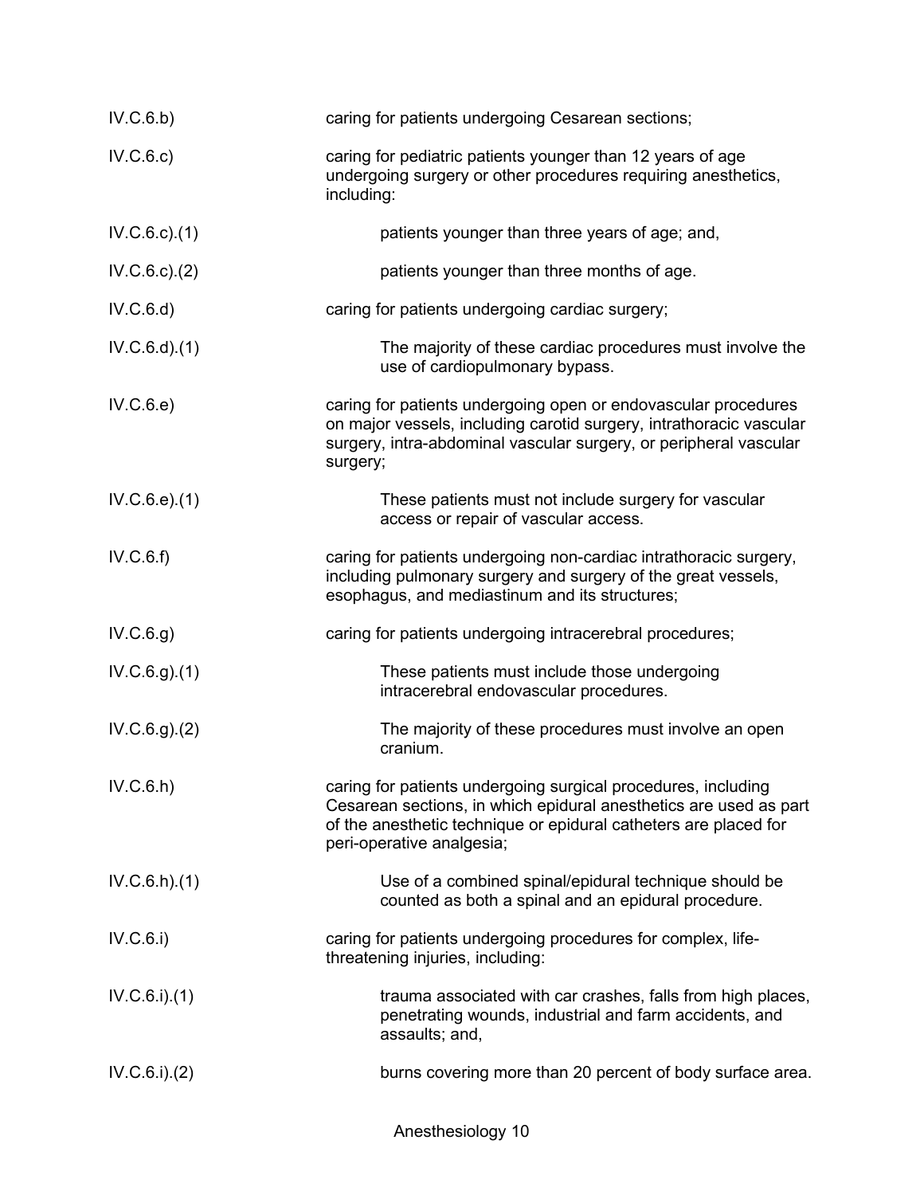| | |
|---|---|
| IV.C.6.b) | caring for patients undergoing Cesarean sections; |
| IV.C.6.c) | caring for pediatric patients younger than 12 years of age undergoing surgery or other procedures requiring anesthetics, including: |
| IV.C.6.c).(1) | patients younger than three years of age; and, |
| IV.C.6.c).(2) | patients younger than three months of age. |
| IV.C.6.d) | caring for patients undergoing cardiac surgery; |
| IV.C.6.d).(1) | The majority of these cardiac procedures must involve the use of cardiopulmonary bypass. |
| IV.C.6.e) | caring for patients undergoing open or endovascular procedures on major vessels, including carotid surgery, intrathoracic vascular surgery, intra-abdominal vascular surgery, or peripheral vascular surgery; |
| IV.C.6.e).(1) | These patients must not include surgery for vascular access or repair of vascular access. |
| IV.C.6.f) | caring for patients undergoing non-cardiac intrathoracic surgery, including pulmonary surgery and surgery of the great vessels, esophagus, and mediastinum and its structures; |
| IV.C.6.g) | caring for patients undergoing intracerebral procedures; |
| IV.C.6.g).(1) | These patients must include those undergoing intracerebral endovascular procedures. |
| IV.C.6.g).(2) | The majority of these procedures must involve an open cranium. |
| IV.C.6.h) | caring for patients undergoing surgical procedures, including Cesarean sections, in which epidural anesthetics are used as part of the anesthetic technique or epidural catheters are placed for peri-operative analgesia; |
| IV.C.6.h).(1) | Use of a combined spinal/epidural technique should be counted as both a spinal and an epidural procedure. |
| IV.C.6.i) | caring for patients undergoing procedures for complex, life-threatening injuries, including: |
| IV.C.6.i).(1) | trauma associated with car crashes, falls from high places, penetrating wounds, industrial and farm accidents, and assaults; and, |
| IV.C.6.i).(2) | burns covering more than 20 percent of body surface area. |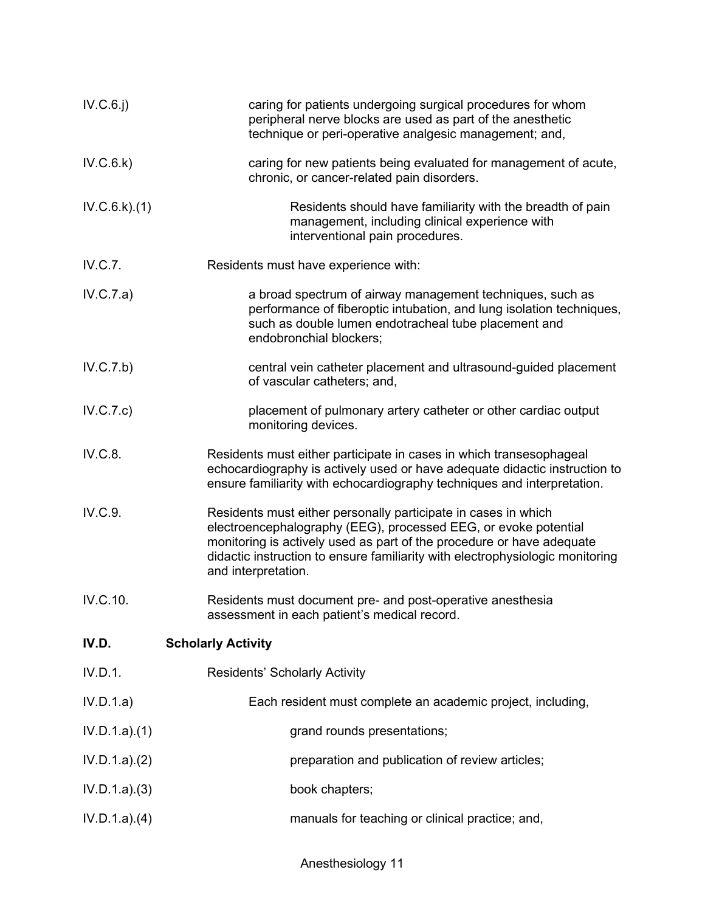IV.C.6.j) caring for patients undergoing surgical procedures for whom peripheral nerve blocks are used as part of the anesthetic technique or peri-operative analgesic management; and,

IV.C.6.k) caring for new patients being evaluated for management of acute, chronic, or cancer-related pain disorders.

IV.C.6.k).(1) Residents should have familiarity with the breadth of pain management, including clinical experience with interventional pain procedures.

IV.C.7. Residents must have experience with:

IV.C.7.a) a broad spectrum of airway management techniques, such as performance of fiberoptic intubation, and lung isolation techniques, such as double lumen endotracheal tube placement and endobronchial blockers;

IV.C.7.b) central vein catheter placement and ultrasound-guided placement of vascular catheters; and,

IV.C.7.c) placement of pulmonary artery catheter or other cardiac output monitoring devices.

IV.C.8. Residents must either participate in cases in which transesophageal echocardiography is actively used or have adequate didactic instruction to ensure familiarity with echocardiography techniques and interpretation.

IV.C.9. Residents must either personally participate in cases in which electroencephalography (EEG), processed EEG, or evoke potential monitoring is actively used as part of the procedure or have adequate didactic instruction to ensure familiarity with electrophysiologic monitoring and interpretation.

IV.C.10. Residents must document pre- and post-operative anesthesia assessment in each patient's medical record.

**IV.D. Scholarly Activity**

IV.D.1. Residents' Scholarly Activity

IV.D.1.a) Each resident must complete an academic project, including,

IV.D.1.a).(1) grand rounds presentations;

IV.D.1.a).(2) preparation and publication of review articles;

IV.D.1.a).(3) book chapters;

IV.D.1.a).(4) manuals for teaching or clinical practice; and,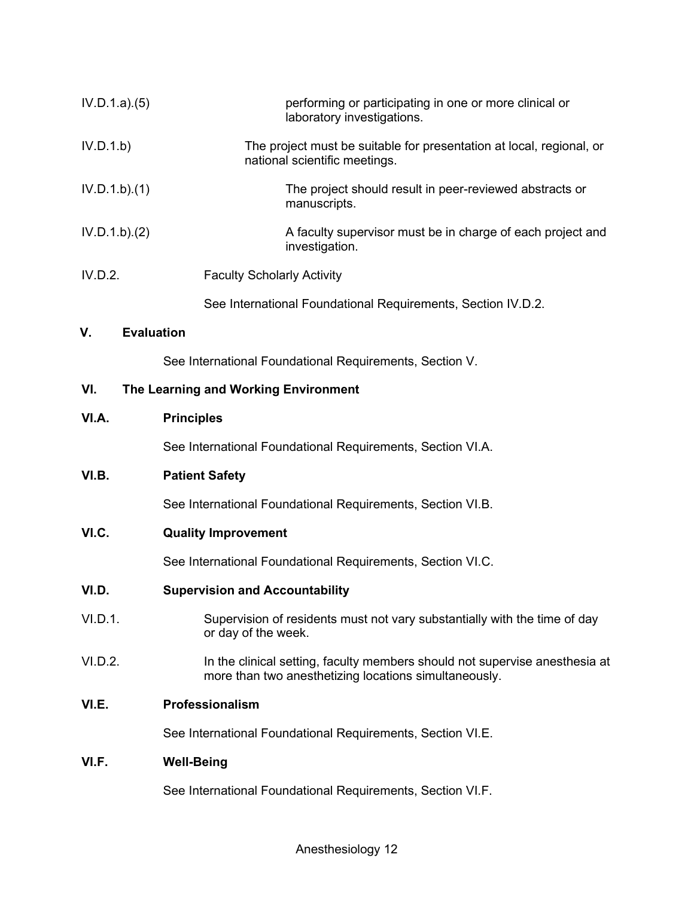IV.D.1.a).(5) performing or participating in one or more clinical or laboratory investigations.

IV.D.1.b) The project must be suitable for presentation at local, regional, or national scientific meetings.

IV.D.1.b).(1) The project should result in peer-reviewed abstracts or manuscripts.

IV.D.1.b).(2) A faculty supervisor must be in charge of each project and investigation.

IV.D.2. Faculty Scholarly Activity

See International Foundational Requirements, Section IV.D.2.

## V. Evaluation

See International Foundational Requirements, Section V.

## VI. The Learning and Working Environment

### VI.A. Principles

See International Foundational Requirements, Section VI.A.

### VI.B. Patient Safety

See International Foundational Requirements, Section VI.B.

### VI.C. Quality Improvement

See International Foundational Requirements, Section VI.C.

### VI.D. Supervision and Accountability

VI.D.1. Supervision of residents must not vary substantially with the time of day or day of the week.

VI.D.2. In the clinical setting, faculty members should not supervise anesthesia at more than two anesthetizing locations simultaneously.

### VI.E. Professionalism

See International Foundational Requirements, Section VI.E.

### VI.F. Well-Being

See International Foundational Requirements, Section VI.F.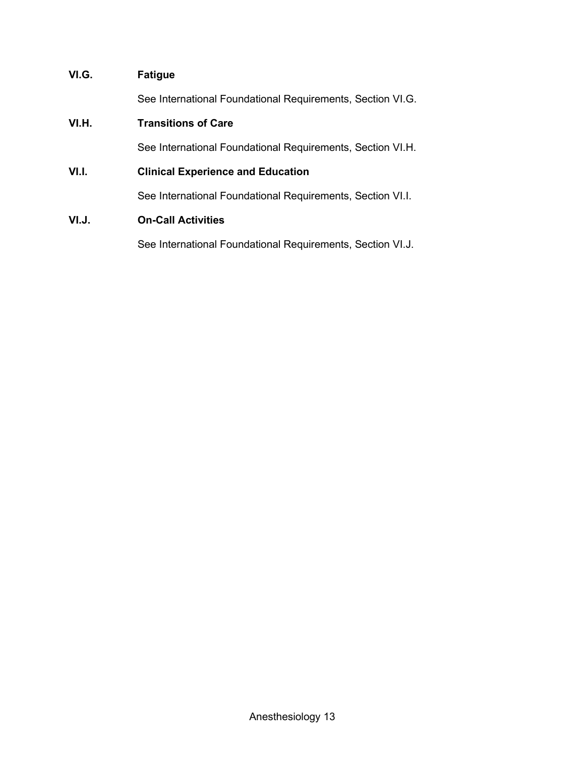**VI.G. Fatigue**

See International Foundational Requirements, Section VI.G.

**VI.H. Transitions of Care**

See International Foundational Requirements, Section VI.H.

**VI.I. Clinical Experience and Education**

See International Foundational Requirements, Section VI.I.

**VI.J. On-Call Activities**

See International Foundational Requirements, Section VI.J.